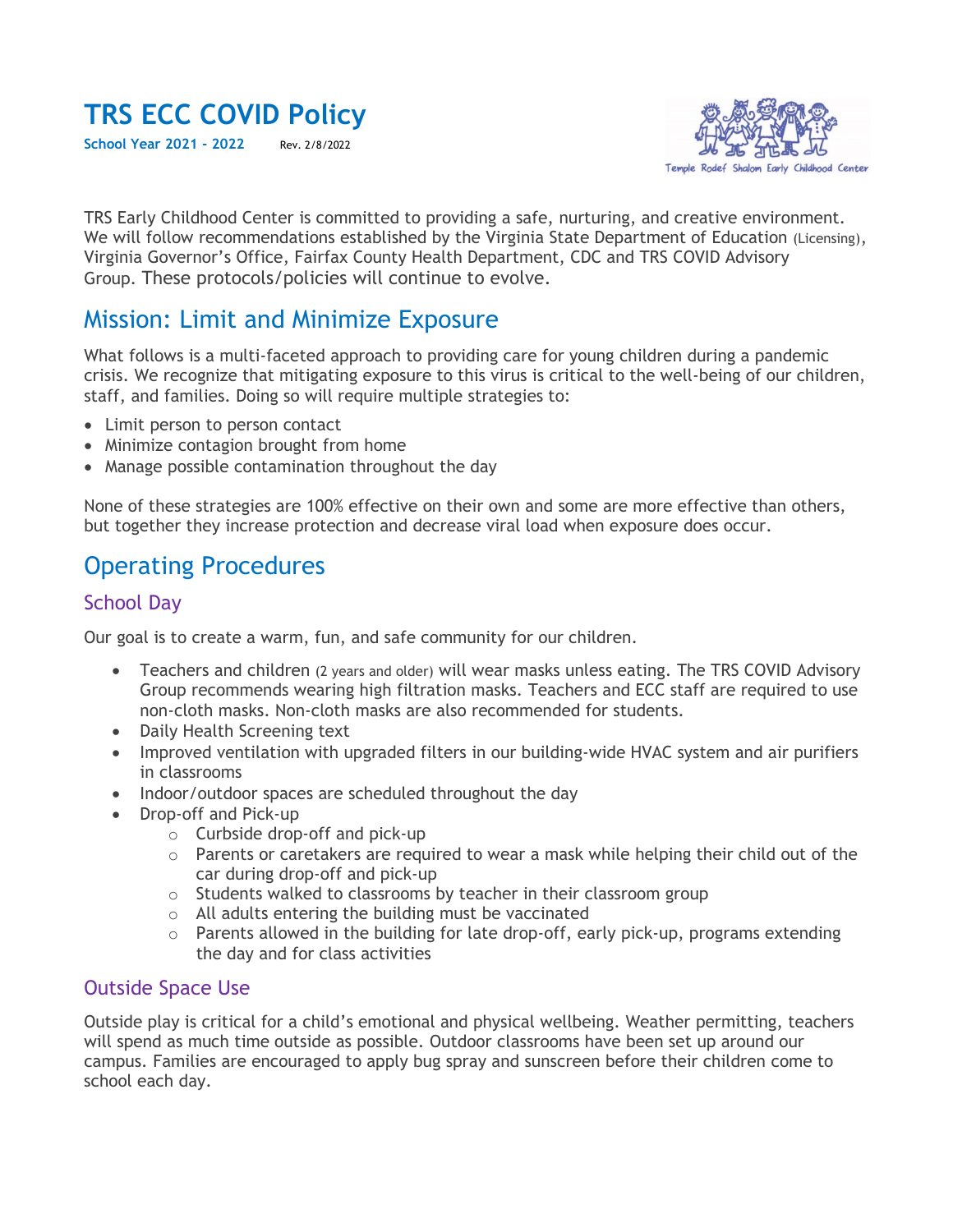# TRS ECC COVID Policy

**School Year 2021 - 2022** Rev. 2/8/2022

Temple Rodef Shalom Early Childhood Center

TRS Early Childhood Center is committed to providing a safe, nurturing, and creative environment. We will follow recommendations established by the Virginia State Department of Education (Licensing), Virginia Governor's Office, Fairfax County Health Department, CDC and TRS COVID Advisory Group. These protocols/policies will continue to evolve.

## Mission: Limit and Minimize Exposure

What follows is a multi-faceted approach to providing care for young children during a pandemic crisis. We recognize that mitigating exposure to this virus is critical to the well-being of our children, staff, and families. Doing so will require multiple strategies to:

- Limit person to person contact
- Minimize contagion brought from home
- Manage possible contamination throughout the day

None of these strategies are 100% effective on their own and some are more effective than others, but together they increase protection and decrease viral load when exposure does occur.

## Operating Procedures

### School Day

Our goal is to create a warm, fun, and safe community for our children.

- Teachers and children (2 years and older) will wear masks unless eating. The TRS COVID Advisory Group recommends wearing high filtration masks. Teachers and ECC staff are required to use non-cloth masks. Non-cloth masks are also recommended for students.
- Daily Health Screening text
- Improved ventilation with upgraded filters in our building-wide HVAC system and air purifiers in classrooms
- Indoor/outdoor spaces are scheduled throughout the day
- Drop-off and Pick-up
  - Curbside drop-off and pick-up
  - Parents or caretakers are required to wear a mask while helping their child out of the car during drop-off and pick-up
  - Students walked to classrooms by teacher in their classroom group
  - All adults entering the building must be vaccinated
  - Parents allowed in the building for late drop-off, early pick-up, programs extending the day and for class activities

### Outside Space Use

Outside play is critical for a child's emotional and physical wellbeing. Weather permitting, teachers will spend as much time outside as possible. Outdoor classrooms have been set up around our campus. Families are encouraged to apply bug spray and sunscreen before their children come to school each day.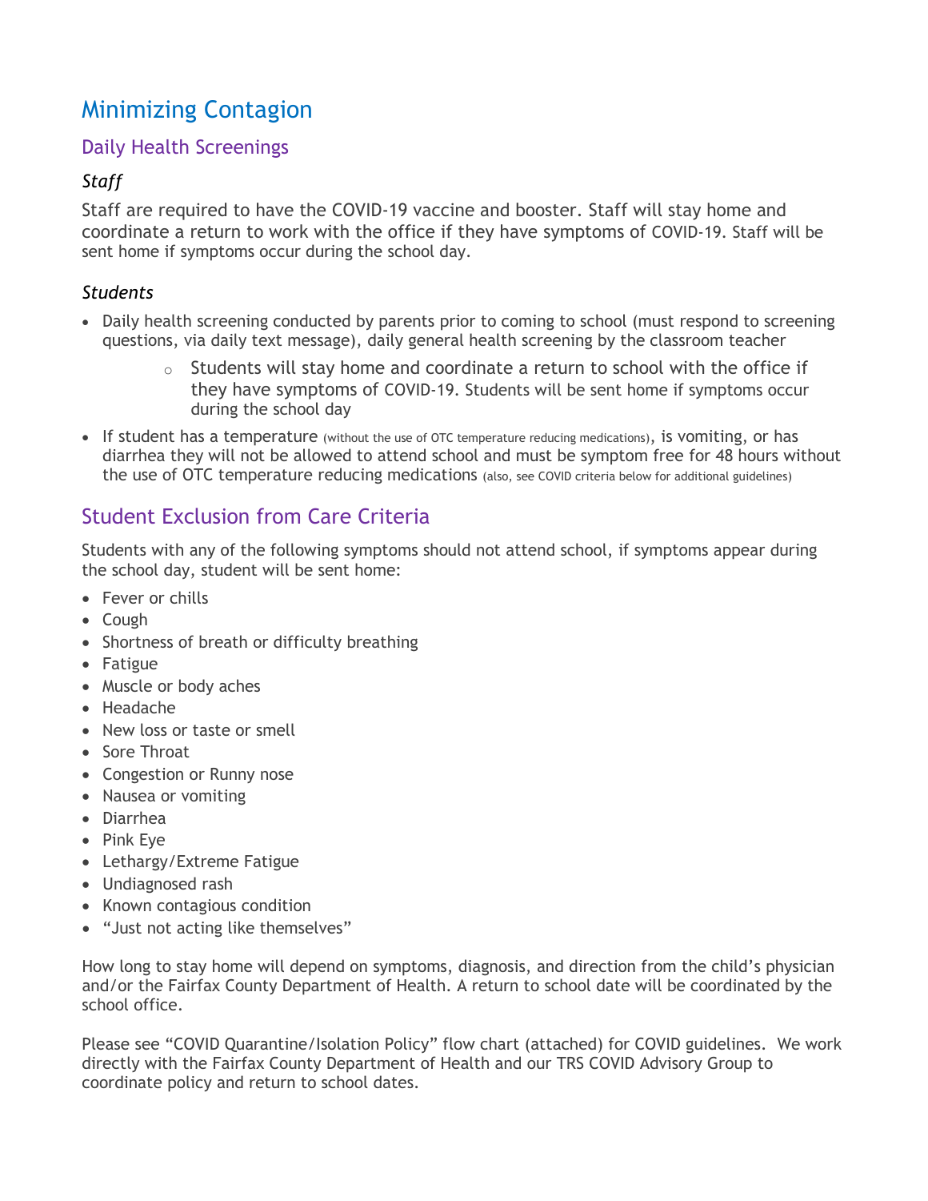# Minimizing Contagion

## Daily Health Screenings

### *Staff*

Staff are required to have the COVID-19 vaccine and booster. Staff will stay home and coordinate a return to work with the office if they have symptoms of COVID-19. Staff will be sent home if symptoms occur during the school day.

### *Students*

- Daily health screening conducted by parents prior to coming to school (must respond to screening questions, via daily text message), daily general health screening by the classroom teacher
    - Students will stay home and coordinate a return to school with the office if they have symptoms of COVID-19. Students will be sent home if symptoms occur during the school day
- If student has a temperature (without the use of OTC temperature reducing medications), is vomiting, or has diarrhea they will not be allowed to attend school and must be symptom free for 48 hours without the use of OTC temperature reducing medications (also, see COVID criteria below for additional guidelines)

## Student Exclusion from Care Criteria

Students with any of the following symptoms should not attend school, if symptoms appear during the school day, student will be sent home:

- Fever or chills
- Cough
- Shortness of breath or difficulty breathing
- Fatigue
- Muscle or body aches
- Headache
- New loss or taste or smell
- Sore Throat
- Congestion or Runny nose
- Nausea or vomiting
- Diarrhea
- Pink Eye
- Lethargy/Extreme Fatigue
- Undiagnosed rash
- Known contagious condition
- "Just not acting like themselves"

How long to stay home will depend on symptoms, diagnosis, and direction from the child's physician and/or the Fairfax County Department of Health. A return to school date will be coordinated by the school office.

Please see "COVID Quarantine/Isolation Policy" flow chart (attached) for COVID guidelines. We work directly with the Fairfax County Department of Health and our TRS COVID Advisory Group to coordinate policy and return to school dates.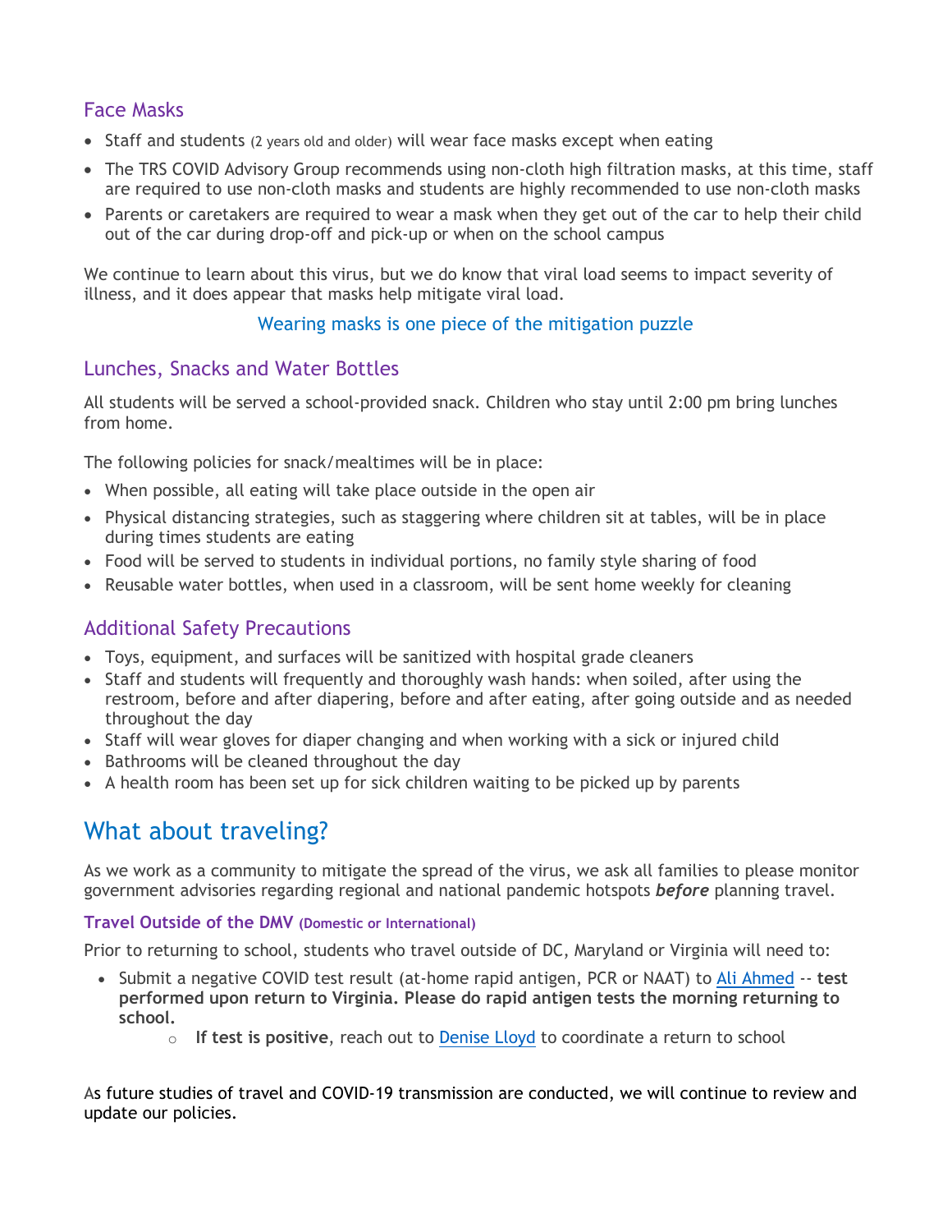## Face Masks

- Staff and students (2 years old and older) will wear face masks except when eating
- The TRS COVID Advisory Group recommends using non-cloth high filtration masks, at this time, staff are required to use non-cloth masks and students are highly recommended to use non-cloth masks
- Parents or caretakers are required to wear a mask when they get out of the car to help their child out of the car during drop-off and pick-up or when on the school campus

We continue to learn about this virus, but we do know that viral load seems to impact severity of illness, and it does appear that masks help mitigate viral load.

Wearing masks is one piece of the mitigation puzzle

## Lunches, Snacks and Water Bottles

All students will be served a school-provided snack. Children who stay until 2:00 pm bring lunches from home.

The following policies for snack/mealtimes will be in place:

- When possible, all eating will take place outside in the open air
- Physical distancing strategies, such as staggering where children sit at tables, will be in place during times students are eating
- Food will be served to students in individual portions, no family style sharing of food
- Reusable water bottles, when used in a classroom, will be sent home weekly for cleaning

## Additional Safety Precautions

- Toys, equipment, and surfaces will be sanitized with hospital grade cleaners
- Staff and students will frequently and thoroughly wash hands: when soiled, after using the restroom, before and after diapering, before and after eating, after going outside and as needed throughout the day
- Staff will wear gloves for diaper changing and when working with a sick or injured child
- Bathrooms will be cleaned throughout the day
- A health room has been set up for sick children waiting to be picked up by parents

# What about traveling?

As we work as a community to mitigate the spread of the virus, we ask all families to please monitor government advisories regarding regional and national pandemic hotspots ***before*** planning travel.

### Travel Outside of the DMV (Domestic or International)

Prior to returning to school, students who travel outside of DC, Maryland or Virginia will need to:

- Submit a negative COVID test result (at-home rapid antigen, PCR or NAAT) to Ali Ahmed -- **test performed upon return to Virginia. Please do rapid antigen tests the morning returning to school.**
  - **If test is positive**, reach out to Denise Lloyd to coordinate a return to school

As future studies of travel and COVID-19 transmission are conducted, we will continue to review and update our policies.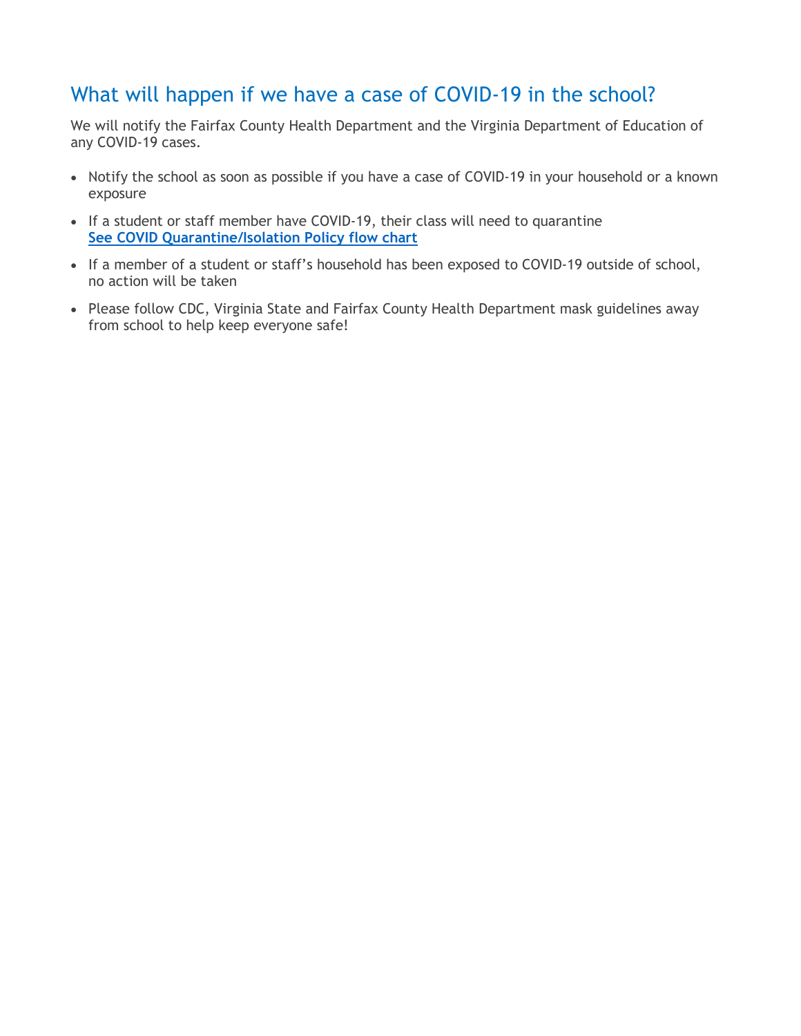## What will happen if we have a case of COVID-19 in the school?

We will notify the Fairfax County Health Department and the Virginia Department of Education of any COVID-19 cases.

- Notify the school as soon as possible if you have a case of COVID-19 in your household or a known exposure
- If a student or staff member have COVID-19, their class will need to quarantine **See COVID Quarantine/Isolation Policy flow chart**
- If a member of a student or staff's household has been exposed to COVID-19 outside of school, no action will be taken
- Please follow CDC, Virginia State and Fairfax County Health Department mask guidelines away from school to help keep everyone safe!